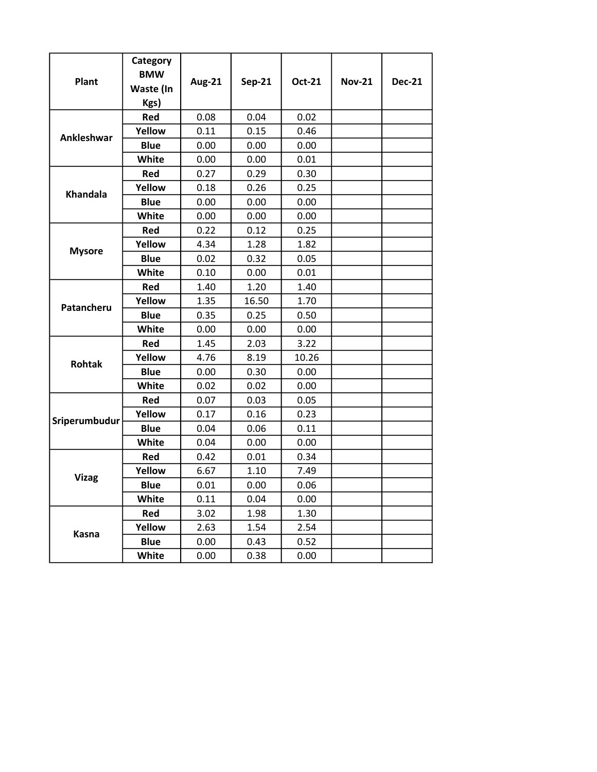| Plant | Category BMW Waste (In Kgs) | Aug-21 | Sep-21 | Oct-21 | Nov-21 | Dec-21 |
|---|---|---|---|---|---|---|
| Ankleshwar | Red | 0.08 | 0.04 | 0.02 | | |
| | Yellow | 0.11 | 0.15 | 0.46 | | |
| | Blue | 0.00 | 0.00 | 0.00 | | |
| | White | 0.00 | 0.00 | 0.01 | | |
| Khandala | Red | 0.27 | 0.29 | 0.30 | | |
| | Yellow | 0.18 | 0.26 | 0.25 | | |
| | Blue | 0.00 | 0.00 | 0.00 | | |
| | White | 0.00 | 0.00 | 0.00 | | |
| Mysore | Red | 0.22 | 0.12 | 0.25 | | |
| | Yellow | 4.34 | 1.28 | 1.82 | | |
| | Blue | 0.02 | 0.32 | 0.05 | | |
| | White | 0.10 | 0.00 | 0.01 | | |
| Patancheru | Red | 1.40 | 1.20 | 1.40 | | |
| | Yellow | 1.35 | 16.50 | 1.70 | | |
| | Blue | 0.35 | 0.25 | 0.50 | | |
| | White | 0.00 | 0.00 | 0.00 | | |
| Rohtak | Red | 1.45 | 2.03 | 3.22 | | |
| | Yellow | 4.76 | 8.19 | 10.26 | | |
| | Blue | 0.00 | 0.30 | 0.00 | | |
| | White | 0.02 | 0.02 | 0.00 | | |
| Sriperumbudur | Red | 0.07 | 0.03 | 0.05 | | |
| | Yellow | 0.17 | 0.16 | 0.23 | | |
| | Blue | 0.04 | 0.06 | 0.11 | | |
| | White | 0.04 | 0.00 | 0.00 | | |
| Vizag | Red | 0.42 | 0.01 | 0.34 | | |
| | Yellow | 6.67 | 1.10 | 7.49 | | |
| | Blue | 0.01 | 0.00 | 0.06 | | |
| | White | 0.11 | 0.04 | 0.00 | | |
| Kasna | Red | 3.02 | 1.98 | 1.30 | | |
| | Yellow | 2.63 | 1.54 | 2.54 | | |
| | Blue | 0.00 | 0.43 | 0.52 | | |
| | White | 0.00 | 0.38 | 0.00 | | |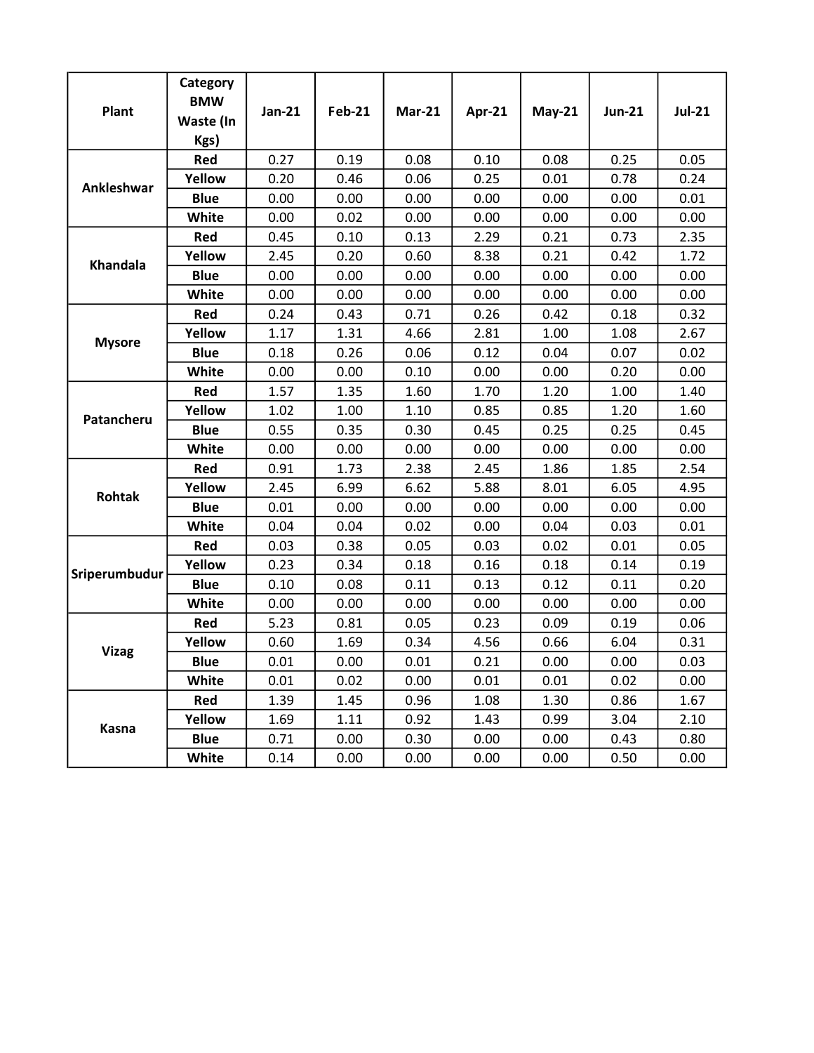| Plant | Category BMW Waste (In Kgs) | Jan-21 | Feb-21 | Mar-21 | Apr-21 | May-21 | Jun-21 | Jul-21 |
|---|---|---|---|---|---|---|---|---|
| Ankleshwar | Red | 0.27 | 0.19 | 0.08 | 0.10 | 0.08 | 0.25 | 0.05 |
| | Yellow | 0.20 | 0.46 | 0.06 | 0.25 | 0.01 | 0.78 | 0.24 |
| | Blue | 0.00 | 0.00 | 0.00 | 0.00 | 0.00 | 0.00 | 0.01 |
| | White | 0.00 | 0.02 | 0.00 | 0.00 | 0.00 | 0.00 | 0.00 |
| Khandala | Red | 0.45 | 0.10 | 0.13 | 2.29 | 0.21 | 0.73 | 2.35 |
| | Yellow | 2.45 | 0.20 | 0.60 | 8.38 | 0.21 | 0.42 | 1.72 |
| | Blue | 0.00 | 0.00 | 0.00 | 0.00 | 0.00 | 0.00 | 0.00 |
| | White | 0.00 | 0.00 | 0.00 | 0.00 | 0.00 | 0.00 | 0.00 |
| Mysore | Red | 0.24 | 0.43 | 0.71 | 0.26 | 0.42 | 0.18 | 0.32 |
| | Yellow | 1.17 | 1.31 | 4.66 | 2.81 | 1.00 | 1.08 | 2.67 |
| | Blue | 0.18 | 0.26 | 0.06 | 0.12 | 0.04 | 0.07 | 0.02 |
| | White | 0.00 | 0.00 | 0.10 | 0.00 | 0.00 | 0.20 | 0.00 |
| Patancheru | Red | 1.57 | 1.35 | 1.60 | 1.70 | 1.20 | 1.00 | 1.40 |
| | Yellow | 1.02 | 1.00 | 1.10 | 0.85 | 0.85 | 1.20 | 1.60 |
| | Blue | 0.55 | 0.35 | 0.30 | 0.45 | 0.25 | 0.25 | 0.45 |
| | White | 0.00 | 0.00 | 0.00 | 0.00 | 0.00 | 0.00 | 0.00 |
| Rohtak | Red | 0.91 | 1.73 | 2.38 | 2.45 | 1.86 | 1.85 | 2.54 |
| | Yellow | 2.45 | 6.99 | 6.62 | 5.88 | 8.01 | 6.05 | 4.95 |
| | Blue | 0.01 | 0.00 | 0.00 | 0.00 | 0.00 | 0.00 | 0.00 |
| | White | 0.04 | 0.04 | 0.02 | 0.00 | 0.04 | 0.03 | 0.01 |
| Sriperumbudur | Red | 0.03 | 0.38 | 0.05 | 0.03 | 0.02 | 0.01 | 0.05 |
| | Yellow | 0.23 | 0.34 | 0.18 | 0.16 | 0.18 | 0.14 | 0.19 |
| | Blue | 0.10 | 0.08 | 0.11 | 0.13 | 0.12 | 0.11 | 0.20 |
| | White | 0.00 | 0.00 | 0.00 | 0.00 | 0.00 | 0.00 | 0.00 |
| Vizag | Red | 5.23 | 0.81 | 0.05 | 0.23 | 0.09 | 0.19 | 0.06 |
| | Yellow | 0.60 | 1.69 | 0.34 | 4.56 | 0.66 | 6.04 | 0.31 |
| | Blue | 0.01 | 0.00 | 0.01 | 0.21 | 0.00 | 0.00 | 0.03 |
| | White | 0.01 | 0.02 | 0.00 | 0.01 | 0.01 | 0.02 | 0.00 |
| Kasna | Red | 1.39 | 1.45 | 0.96 | 1.08 | 1.30 | 0.86 | 1.67 |
| | Yellow | 1.69 | 1.11 | 0.92 | 1.43 | 0.99 | 3.04 | 2.10 |
| | Blue | 0.71 | 0.00 | 0.30 | 0.00 | 0.00 | 0.43 | 0.80 |
| | White | 0.14 | 0.00 | 0.00 | 0.00 | 0.00 | 0.50 | 0.00 |